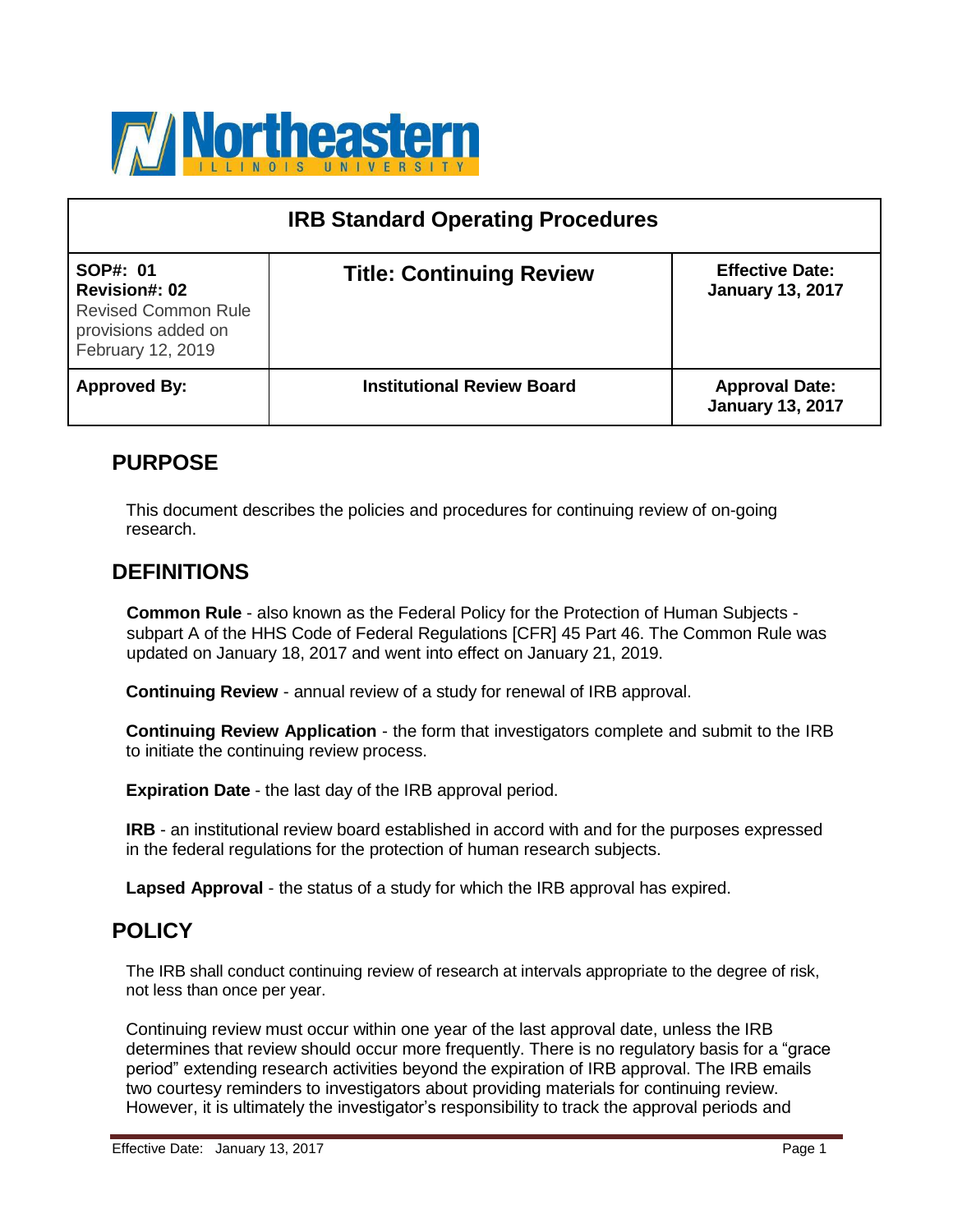| IRB Standard Operating Procedures | | |
|---|---|---|
| **SOP#: 01**<br>**Revision#: 02**<br>Revised Common Rule provisions added on February 12, 2019 | **Title: Continuing Review** | **Effective Date: January 13, 2017** |
| **Approved By:** | **Institutional Review Board** | **Approval Date: January 13, 2017** |

## PURPOSE

This document describes the policies and procedures for continuing review of on-going research.

## DEFINITIONS

**Common Rule** - also known as the Federal Policy for the Protection of Human Subjects - subpart A of the HHS Code of Federal Regulations [CFR] 45 Part 46. The Common Rule was updated on January 18, 2017 and went into effect on January 21, 2019.

**Continuing Review** - annual review of a study for renewal of IRB approval.

**Continuing Review Application** - the form that investigators complete and submit to the IRB to initiate the continuing review process.

**Expiration Date** - the last day of the IRB approval period.

**IRB** - an institutional review board established in accord with and for the purposes expressed in the federal regulations for the protection of human research subjects.

**Lapsed Approval** - the status of a study for which the IRB approval has expired.

## POLICY

The IRB shall conduct continuing review of research at intervals appropriate to the degree of risk, not less than once per year.

Continuing review must occur within one year of the last approval date, unless the IRB determines that review should occur more frequently. There is no regulatory basis for a "grace period" extending research activities beyond the expiration of IRB approval. The IRB emails two courtesy reminders to investigators about providing materials for continuing review. However, it is ultimately the investigator's responsibility to track the approval periods and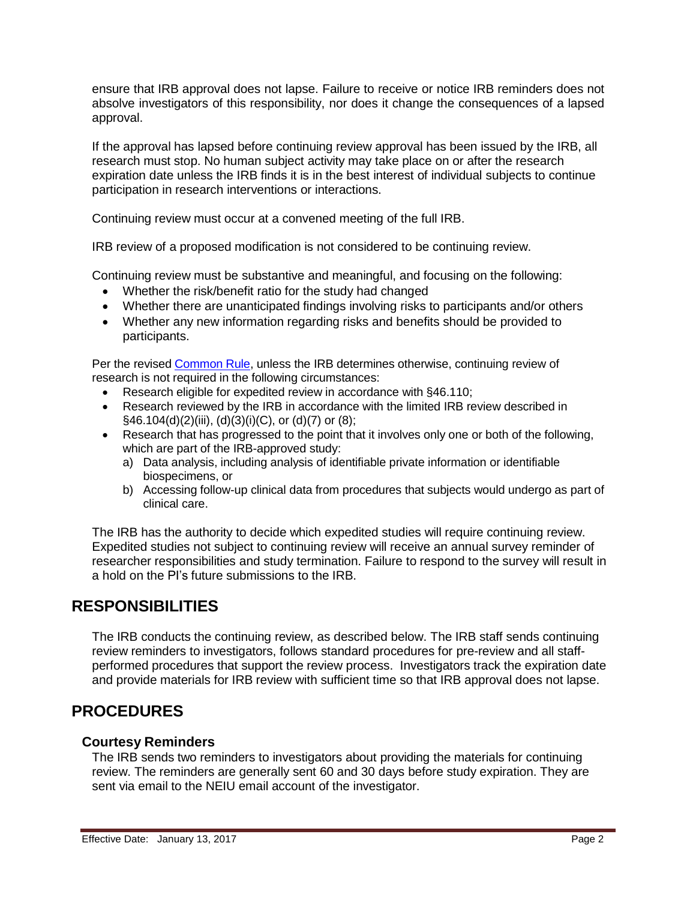ensure that IRB approval does not lapse. Failure to receive or notice IRB reminders does not absolve investigators of this responsibility, nor does it change the consequences of a lapsed approval.

If the approval has lapsed before continuing review approval has been issued by the IRB, all research must stop. No human subject activity may take place on or after the research expiration date unless the IRB finds it is in the best interest of individual subjects to continue participation in research interventions or interactions.

Continuing review must occur at a convened meeting of the full IRB.

IRB review of a proposed modification is not considered to be continuing review.

Continuing review must be substantive and meaningful, and focusing on the following:

- Whether the risk/benefit ratio for the study had changed
- Whether there are unanticipated findings involving risks to participants and/or others
- Whether any new information regarding risks and benefits should be provided to participants.

Per the revised Common Rule, unless the IRB determines otherwise, continuing review of research is not required in the following circumstances:

- Research eligible for expedited review in accordance with §46.110;
- Research reviewed by the IRB in accordance with the limited IRB review described in §46.104(d)(2)(iii), (d)(3)(i)(C), or (d)(7) or (8);
- Research that has progressed to the point that it involves only one or both of the following, which are part of the IRB-approved study:
  a) Data analysis, including analysis of identifiable private information or identifiable biospecimens, or
  b) Accessing follow-up clinical data from procedures that subjects would undergo as part of clinical care.

The IRB has the authority to decide which expedited studies will require continuing review. Expedited studies not subject to continuing review will receive an annual survey reminder of researcher responsibilities and study termination. Failure to respond to the survey will result in a hold on the PI's future submissions to the IRB.

## RESPONSIBILITIES

The IRB conducts the continuing review, as described below. The IRB staff sends continuing review reminders to investigators, follows standard procedures for pre-review and all staff-performed procedures that support the review process. Investigators track the expiration date and provide materials for IRB review with sufficient time so that IRB approval does not lapse.

## PROCEDURES

### Courtesy Reminders

The IRB sends two reminders to investigators about providing the materials for continuing review. The reminders are generally sent 60 and 30 days before study expiration. They are sent via email to the NEIU email account of the investigator.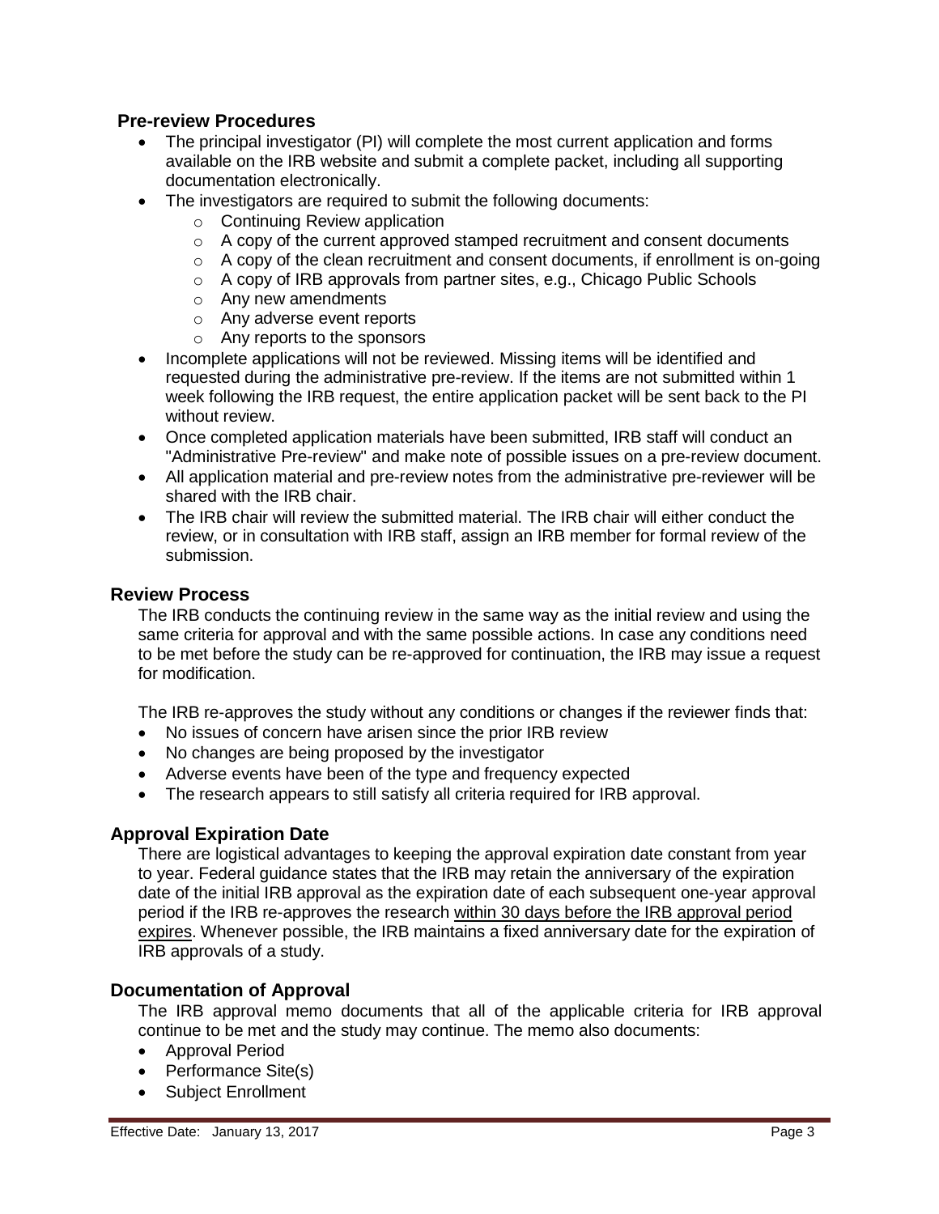## Pre-review Procedures

- The principal investigator (PI) will complete the most current application and forms available on the IRB website and submit a complete packet, including all supporting documentation electronically.
- The investigators are required to submit the following documents:
  - Continuing Review application
  - A copy of the current approved stamped recruitment and consent documents
  - A copy of the clean recruitment and consent documents, if enrollment is on-going
  - A copy of IRB approvals from partner sites, e.g., Chicago Public Schools
  - Any new amendments
  - Any adverse event reports
  - Any reports to the sponsors
- Incomplete applications will not be reviewed. Missing items will be identified and requested during the administrative pre-review. If the items are not submitted within 1 week following the IRB request, the entire application packet will be sent back to the PI without review.
- Once completed application materials have been submitted, IRB staff will conduct an "Administrative Pre-review" and make note of possible issues on a pre-review document.
- All application material and pre-review notes from the administrative pre-reviewer will be shared with the IRB chair.
- The IRB chair will review the submitted material. The IRB chair will either conduct the review, or in consultation with IRB staff, assign an IRB member for formal review of the submission.

## Review Process

The IRB conducts the continuing review in the same way as the initial review and using the same criteria for approval and with the same possible actions. In case any conditions need to be met before the study can be re-approved for continuation, the IRB may issue a request for modification.

The IRB re-approves the study without any conditions or changes if the reviewer finds that:

- No issues of concern have arisen since the prior IRB review
- No changes are being proposed by the investigator
- Adverse events have been of the type and frequency expected
- The research appears to still satisfy all criteria required for IRB approval.

## Approval Expiration Date

There are logistical advantages to keeping the approval expiration date constant from year to year. Federal guidance states that the IRB may retain the anniversary of the expiration date of the initial IRB approval as the expiration date of each subsequent one-year approval period if the IRB re-approves the research within 30 days before the IRB approval period expires. Whenever possible, the IRB maintains a fixed anniversary date for the expiration of IRB approvals of a study.

## Documentation of Approval

The IRB approval memo documents that all of the applicable criteria for IRB approval continue to be met and the study may continue. The memo also documents:

- Approval Period
- Performance Site(s)
- Subject Enrollment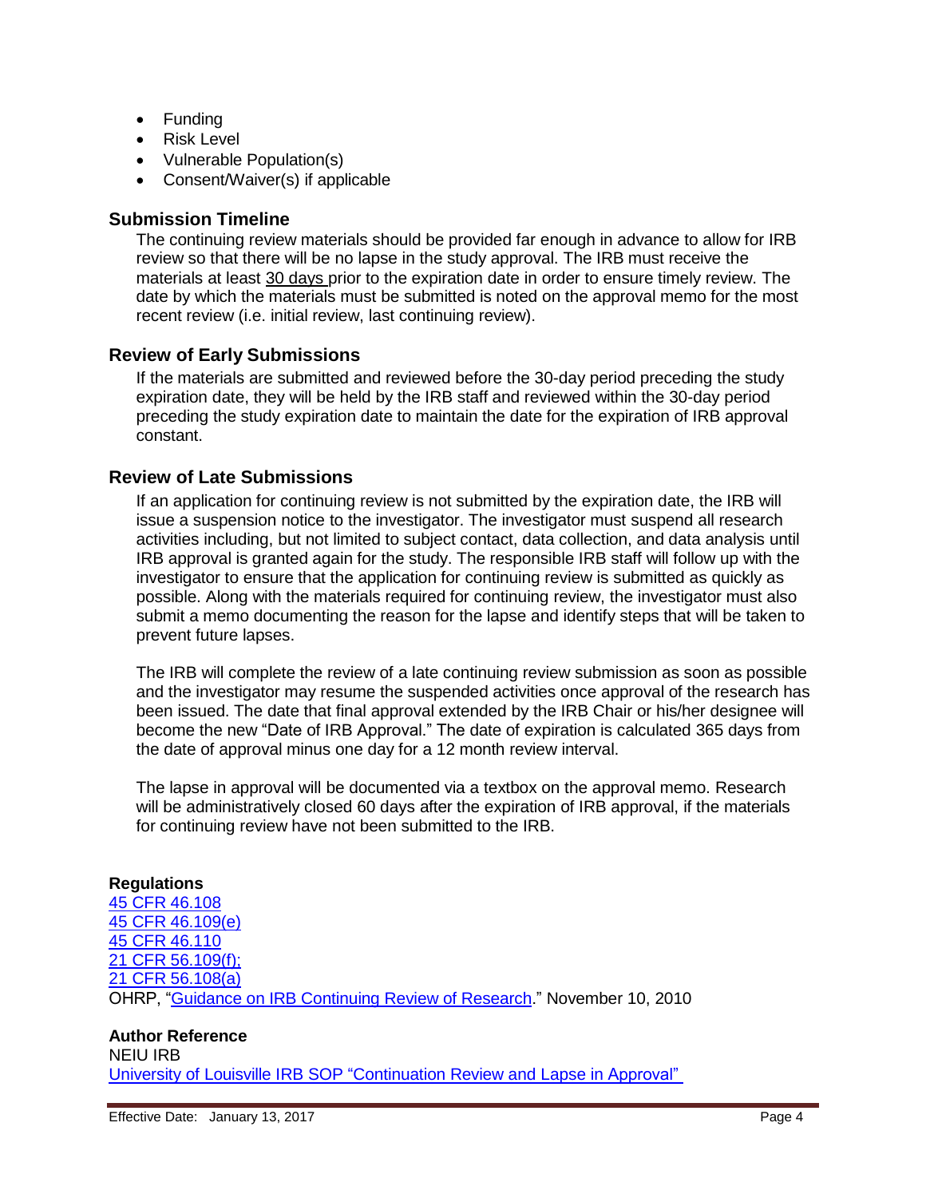- Funding
- Risk Level
- Vulnerable Population(s)
- Consent/Waiver(s) if applicable

### Submission Timeline

The continuing review materials should be provided far enough in advance to allow for IRB review so that there will be no lapse in the study approval. The IRB must receive the materials at least 30 days prior to the expiration date in order to ensure timely review. The date by which the materials must be submitted is noted on the approval memo for the most recent review (i.e. initial review, last continuing review).

### Review of Early Submissions

If the materials are submitted and reviewed before the 30-day period preceding the study expiration date, they will be held by the IRB staff and reviewed within the 30-day period preceding the study expiration date to maintain the date for the expiration of IRB approval constant.

### Review of Late Submissions

If an application for continuing review is not submitted by the expiration date, the IRB will issue a suspension notice to the investigator. The investigator must suspend all research activities including, but not limited to subject contact, data collection, and data analysis until IRB approval is granted again for the study. The responsible IRB staff will follow up with the investigator to ensure that the application for continuing review is submitted as quickly as possible. Along with the materials required for continuing review, the investigator must also submit a memo documenting the reason for the lapse and identify steps that will be taken to prevent future lapses.

The IRB will complete the review of a late continuing review submission as soon as possible and the investigator may resume the suspended activities once approval of the research has been issued. The date that final approval extended by the IRB Chair or his/her designee will become the new "Date of IRB Approval." The date of expiration is calculated 365 days from the date of approval minus one day for a 12 month review interval.

The lapse in approval will be documented via a textbox on the approval memo. Research will be administratively closed 60 days after the expiration of IRB approval, if the materials for continuing review have not been submitted to the IRB.

**Regulations**

45 CFR 46.108
45 CFR 46.109(e)
45 CFR 46.110
21 CFR 56.109(f);
21 CFR 56.108(a)
OHRP, "Guidance on IRB Continuing Review of Research." November 10, 2010

**Author Reference**

NEIU IRB
University of Louisville IRB SOP "Continuation Review and Lapse in Approval"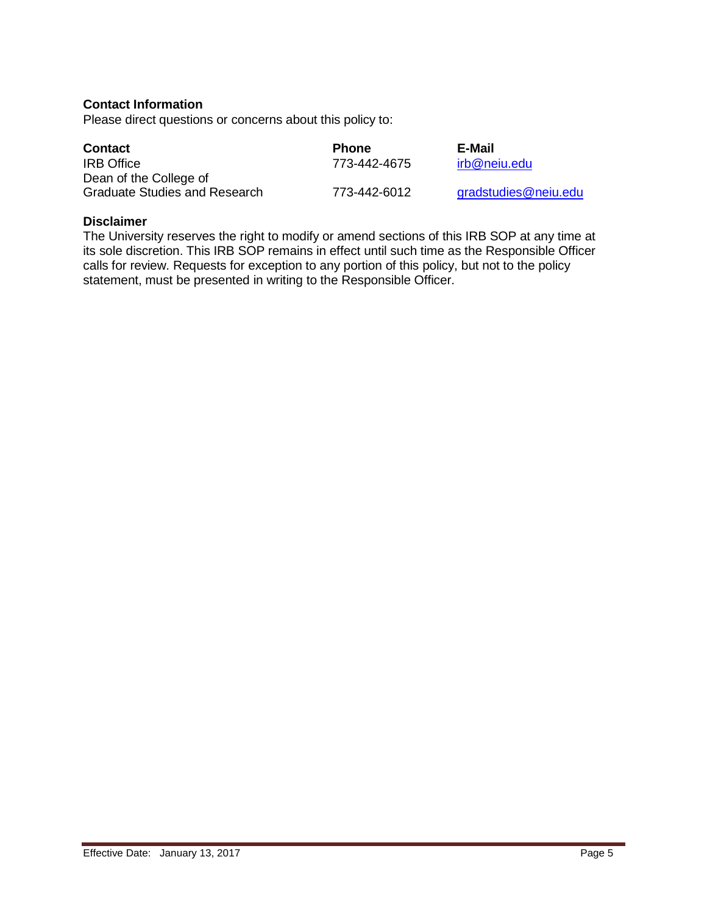**Contact Information**

Please direct questions or concerns about this policy to:

| Contact | Phone | E-Mail |
|---|---|---|
| IRB Office | 773-442-4675 | irb@neiu.edu |
| Dean of the College of Graduate Studies and Research | 773-442-6012 | gradstudies@neiu.edu |

**Disclaimer**

The University reserves the right to modify or amend sections of this IRB SOP at any time at its sole discretion. This IRB SOP remains in effect until such time as the Responsible Officer calls for review. Requests for exception to any portion of this policy, but not to the policy statement, must be presented in writing to the Responsible Officer.

Effective Date: January 13, 2017